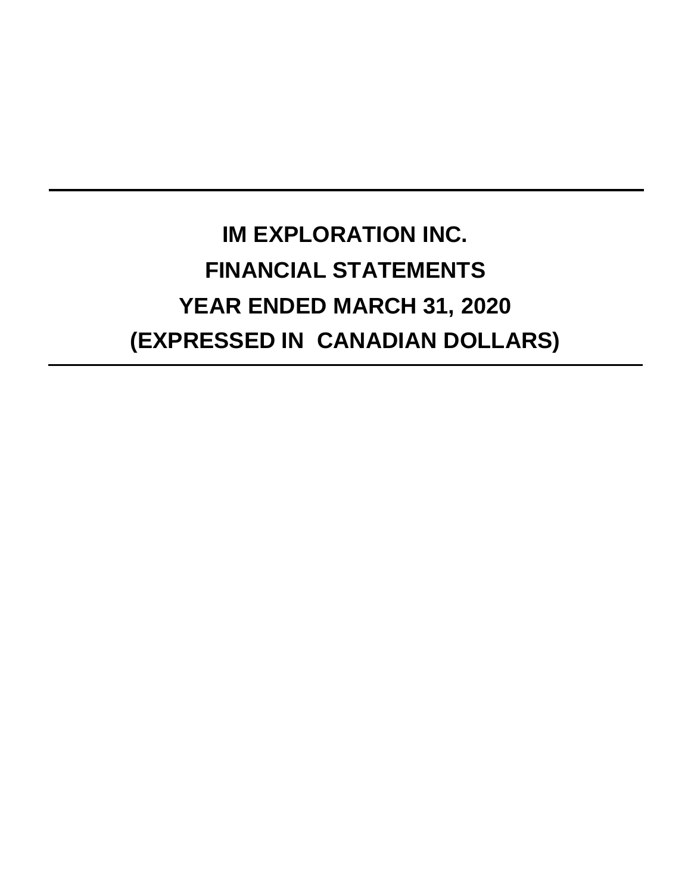# IM EXPLORATION INC.

# FINANCIAL STATEMENTS

# YEAR ENDED MARCH 31, 2020

# (EXPRESSED IN CANADIAN DOLLARS)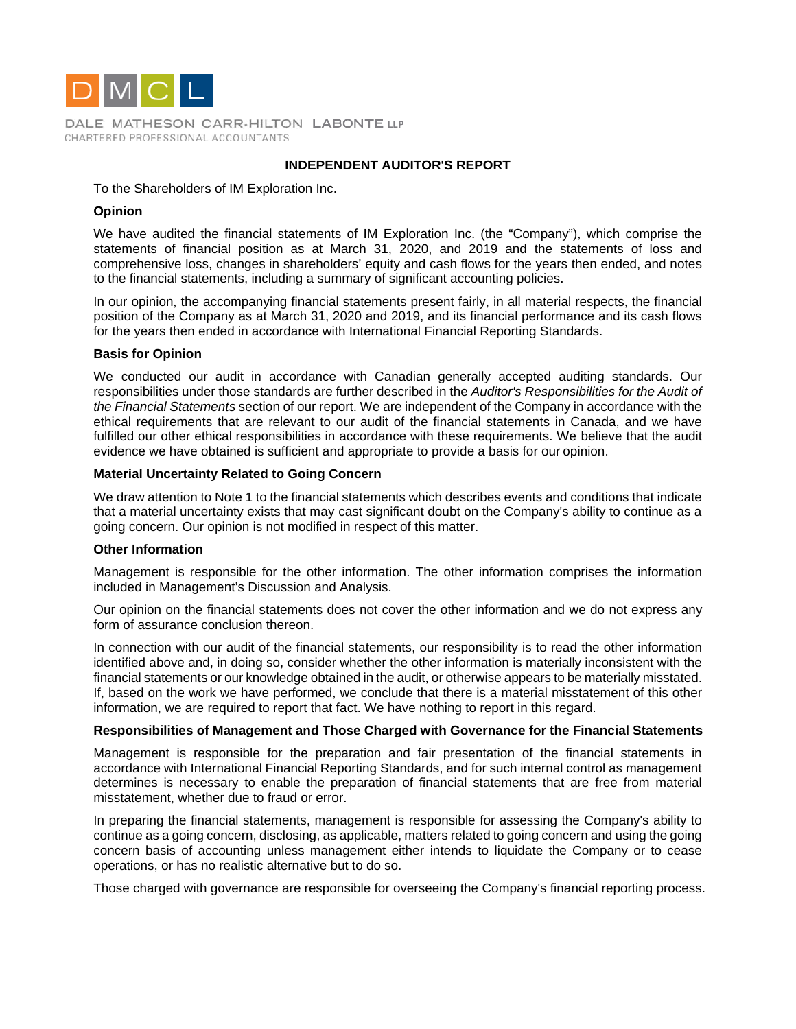DALE MATHESON CARR-HILTON LABONTE LLP
CHARTERED PROFESSIONAL ACCOUNTANTS

## INDEPENDENT AUDITOR'S REPORT

To the Shareholders of IM Exploration Inc.

### Opinion

We have audited the financial statements of IM Exploration Inc. (the "Company"), which comprise the statements of financial position as at March 31, 2020, and 2019 and the statements of loss and comprehensive loss, changes in shareholders' equity and cash flows for the years then ended, and notes to the financial statements, including a summary of significant accounting policies.

In our opinion, the accompanying financial statements present fairly, in all material respects, the financial position of the Company as at March 31, 2020 and 2019, and its financial performance and its cash flows for the years then ended in accordance with International Financial Reporting Standards.

### Basis for Opinion

We conducted our audit in accordance with Canadian generally accepted auditing standards. Our responsibilities under those standards are further described in the *Auditor's Responsibilities for the Audit of the Financial Statements* section of our report. We are independent of the Company in accordance with the ethical requirements that are relevant to our audit of the financial statements in Canada, and we have fulfilled our other ethical responsibilities in accordance with these requirements. We believe that the audit evidence we have obtained is sufficient and appropriate to provide a basis for our opinion.

### Material Uncertainty Related to Going Concern

We draw attention to Note 1 to the financial statements which describes events and conditions that indicate that a material uncertainty exists that may cast significant doubt on the Company's ability to continue as a going concern. Our opinion is not modified in respect of this matter.

### Other Information

Management is responsible for the other information. The other information comprises the information included in Management's Discussion and Analysis.

Our opinion on the financial statements does not cover the other information and we do not express any form of assurance conclusion thereon.

In connection with our audit of the financial statements, our responsibility is to read the other information identified above and, in doing so, consider whether the other information is materially inconsistent with the financial statements or our knowledge obtained in the audit, or otherwise appears to be materially misstated. If, based on the work we have performed, we conclude that there is a material misstatement of this other information, we are required to report that fact. We have nothing to report in this regard.

### Responsibilities of Management and Those Charged with Governance for the Financial Statements

Management is responsible for the preparation and fair presentation of the financial statements in accordance with International Financial Reporting Standards, and for such internal control as management determines is necessary to enable the preparation of financial statements that are free from material misstatement, whether due to fraud or error.

In preparing the financial statements, management is responsible for assessing the Company's ability to continue as a going concern, disclosing, as applicable, matters related to going concern and using the going concern basis of accounting unless management either intends to liquidate the Company or to cease operations, or has no realistic alternative but to do so.

Those charged with governance are responsible for overseeing the Company's financial reporting process.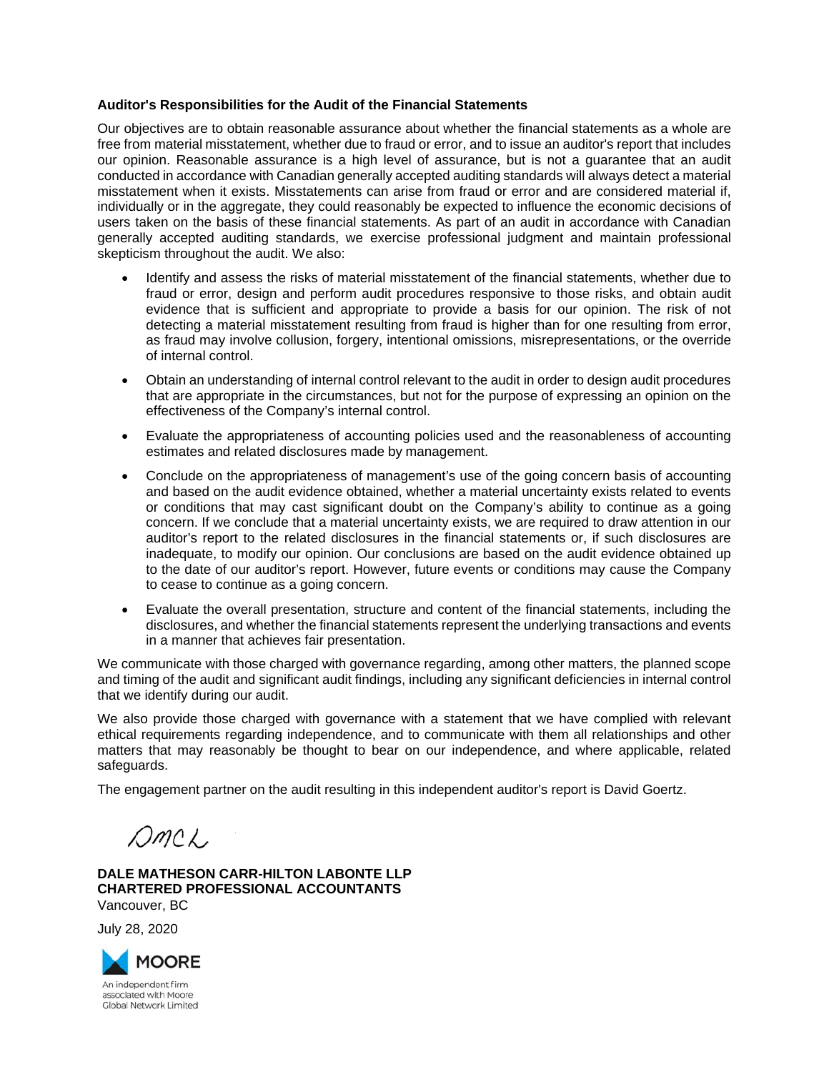**Auditor's Responsibilities for the Audit of the Financial Statements**

Our objectives are to obtain reasonable assurance about whether the financial statements as a whole are free from material misstatement, whether due to fraud or error, and to issue an auditor's report that includes our opinion. Reasonable assurance is a high level of assurance, but is not a guarantee that an audit conducted in accordance with Canadian generally accepted auditing standards will always detect a material misstatement when it exists. Misstatements can arise from fraud or error and are considered material if, individually or in the aggregate, they could reasonably be expected to influence the economic decisions of users taken on the basis of these financial statements. As part of an audit in accordance with Canadian generally accepted auditing standards, we exercise professional judgment and maintain professional skepticism throughout the audit. We also:

- Identify and assess the risks of material misstatement of the financial statements, whether due to fraud or error, design and perform audit procedures responsive to those risks, and obtain audit evidence that is sufficient and appropriate to provide a basis for our opinion. The risk of not detecting a material misstatement resulting from fraud is higher than for one resulting from error, as fraud may involve collusion, forgery, intentional omissions, misrepresentations, or the override of internal control.
- Obtain an understanding of internal control relevant to the audit in order to design audit procedures that are appropriate in the circumstances, but not for the purpose of expressing an opinion on the effectiveness of the Company's internal control.
- Evaluate the appropriateness of accounting policies used and the reasonableness of accounting estimates and related disclosures made by management.
- Conclude on the appropriateness of management's use of the going concern basis of accounting and based on the audit evidence obtained, whether a material uncertainty exists related to events or conditions that may cast significant doubt on the Company's ability to continue as a going concern. If we conclude that a material uncertainty exists, we are required to draw attention in our auditor's report to the related disclosures in the financial statements or, if such disclosures are inadequate, to modify our opinion. Our conclusions are based on the audit evidence obtained up to the date of our auditor's report. However, future events or conditions may cause the Company to cease to continue as a going concern.
- Evaluate the overall presentation, structure and content of the financial statements, including the disclosures, and whether the financial statements represent the underlying transactions and events in a manner that achieves fair presentation.

We communicate with those charged with governance regarding, among other matters, the planned scope and timing of the audit and significant audit findings, including any significant deficiencies in internal control that we identify during our audit.

We also provide those charged with governance with a statement that we have complied with relevant ethical requirements regarding independence, and to communicate with them all relationships and other matters that may reasonably be thought to bear on our independence, and where applicable, related safeguards.

The engagement partner on the audit resulting in this independent auditor's report is David Goertz.

DMCL

**DALE MATHESON CARR-HILTON LABONTE LLP**
**CHARTERED PROFESSIONAL ACCOUNTANTS**
Vancouver, BC

July 28, 2020

MOORE

An independent firm associated with Moore Global Network Limited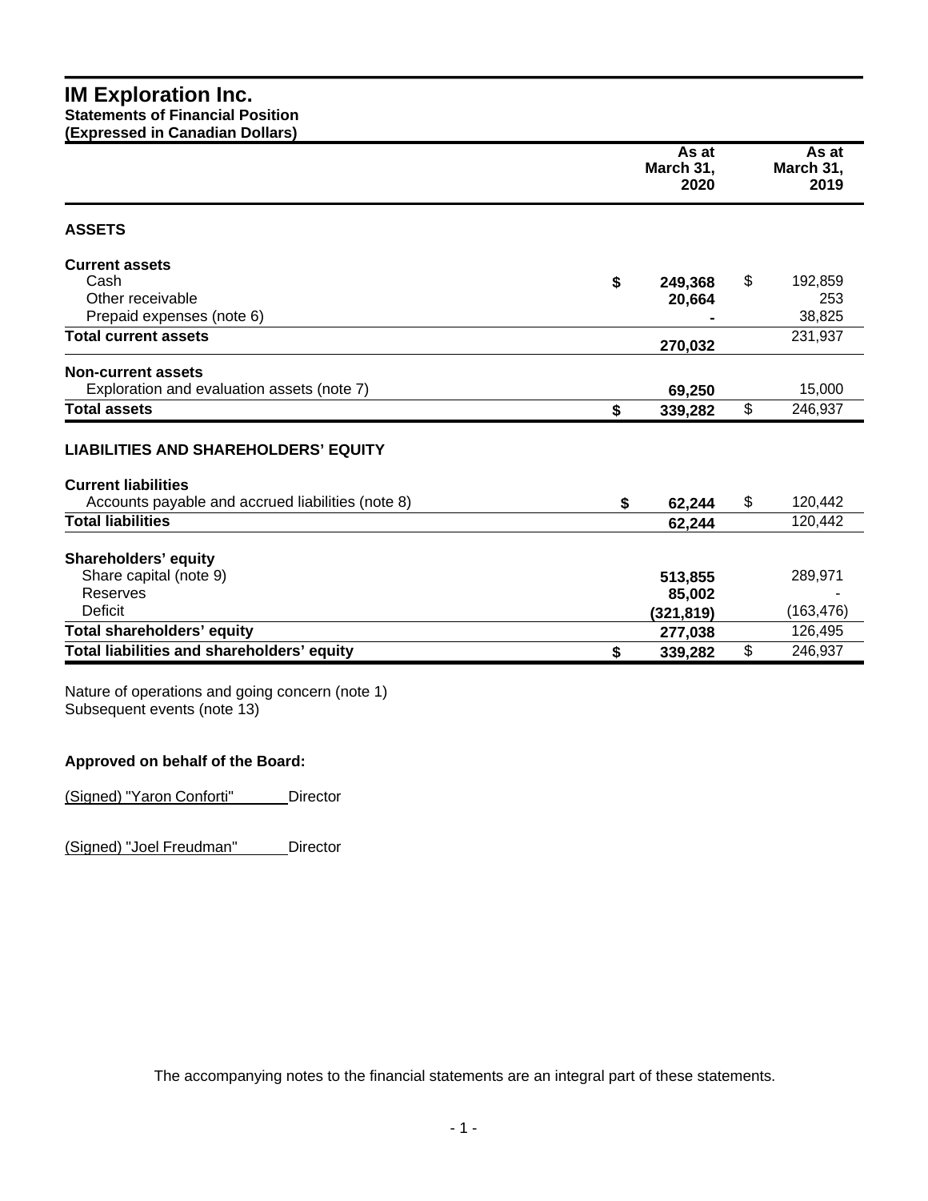# IM Exploration Inc.
**Statements of Financial Position**
**(Expressed in Canadian Dollars)**

| | As at March 31, 2020 | As at March 31, 2019 |
|---|---|---|
| **ASSETS** | | |
| **Current assets** | | |
| Cash | **$ 249,368** | $ 192,859 |
| Other receivable | **20,664** | 253 |
| Prepaid expenses (note 6) | **-** | 38,825 |
| **Total current assets** | **270,032** | 231,937 |
| **Non-current assets** | | |
| Exploration and evaluation assets (note 7) | **69,250** | 15,000 |
| **Total assets** | **$ 339,282** | $ 246,937 |
| **LIABILITIES AND SHAREHOLDERS' EQUITY** | | |
| **Current liabilities** | | |
| Accounts payable and accrued liabilities (note 8) | **$ 62,244** | $ 120,442 |
| **Total liabilities** | **62,244** | 120,442 |
| **Shareholders' equity** | | |
| Share capital (note 9) | **513,855** | 289,971 |
| Reserves | **85,002** | - |
| Deficit | **(321,819)** | (163,476) |
| **Total shareholders' equity** | **277,038** | 126,495 |
| **Total liabilities and shareholders' equity** | **$ 339,282** | $ 246,937 |

Nature of operations and going concern (note 1)
Subsequent events (note 13)

**Approved on behalf of the Board:**

(Signed) "Yaron Conforti" Director

(Signed) "Joel Freudman" Director

The accompanying notes to the financial statements are an integral part of these statements.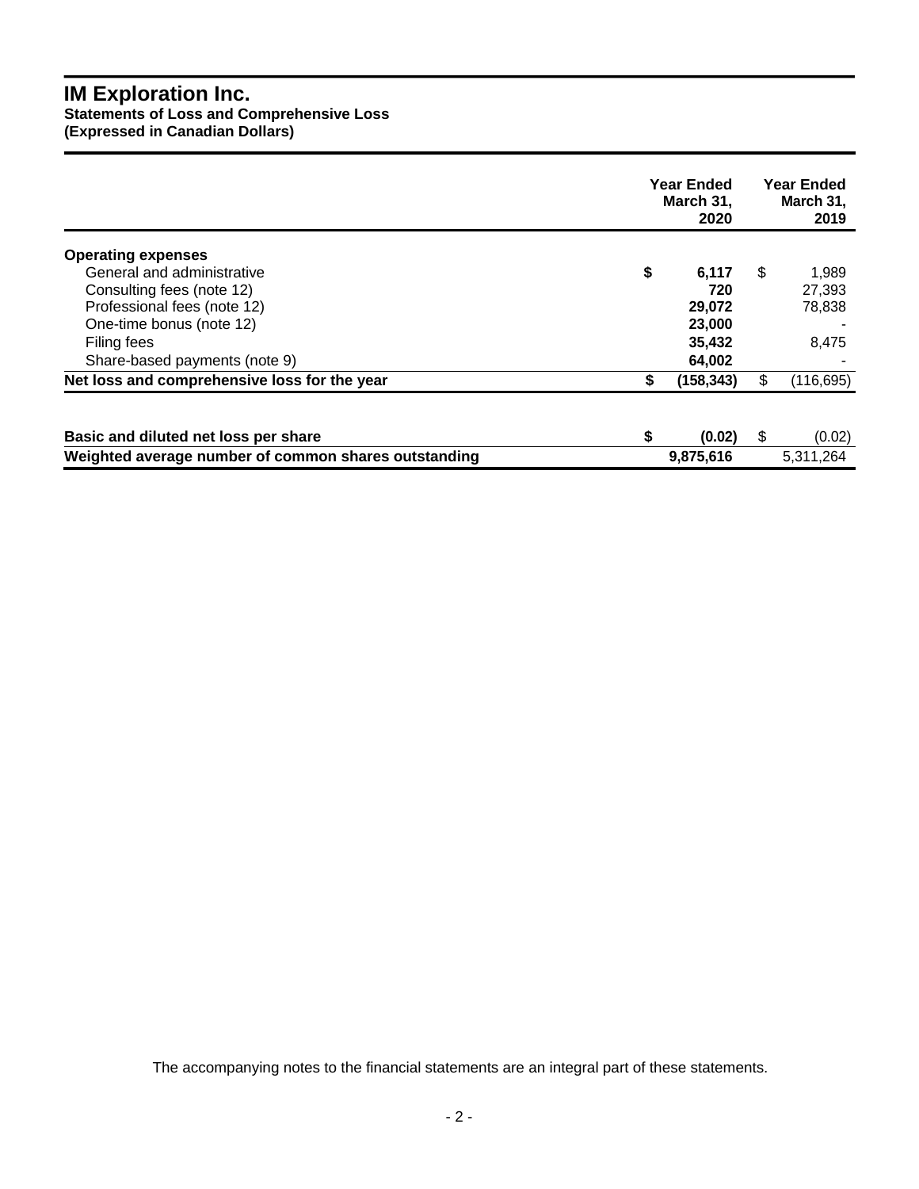# IM Exploration Inc.

**Statements of Loss and Comprehensive Loss**
**(Expressed in Canadian Dollars)**

| | Year Ended March 31, 2020 | Year Ended March 31, 2019 |
|---|---|---|
| **Operating expenses** | | |
| General and administrative | **$ 6,117** | $ 1,989 |
| Consulting fees (note 12) | **720** | 27,393 |
| Professional fees (note 12) | **29,072** | 78,838 |
| One-time bonus (note 12) | **23,000** | - |
| Filing fees | **35,432** | 8,475 |
| Share-based payments (note 9) | **64,002** | - |
| **Net loss and comprehensive loss for the year** | **$ (158,343)** | $ (116,695) |
| | | |
| **Basic and diluted net loss per share** | **$ (0.02)** | $ (0.02) |
| **Weighted average number of common shares outstanding** | **9,875,616** | 5,311,264 |

The accompanying notes to the financial statements are an integral part of these statements.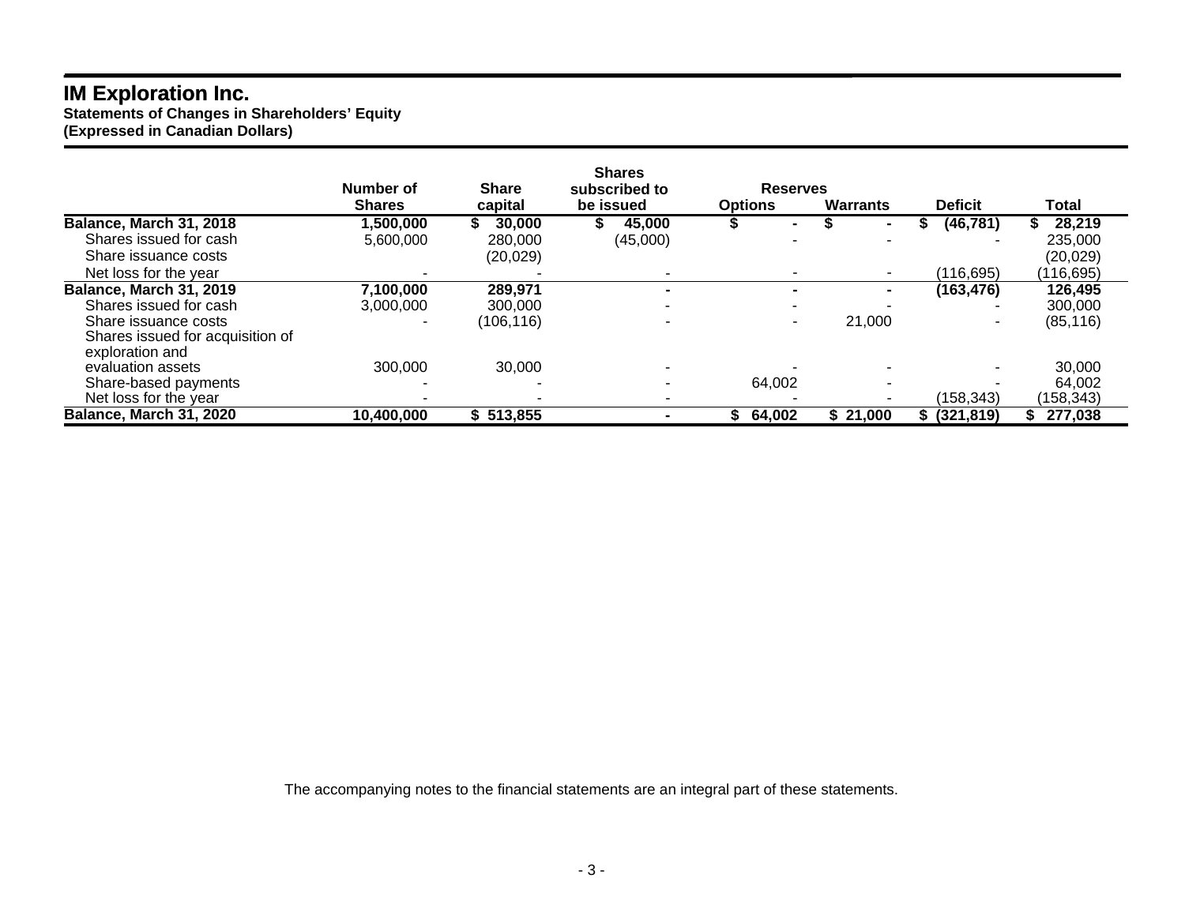# IM Exploration Inc.

**Statements of Changes in Shareholders' Equity**
**(Expressed in Canadian Dollars)**

| | Number of Shares | Share capital | Shares subscribed to be issued | Reserves | | Deficit | Total |
|---|---|---|---|---|---|---|---|
| | | | | Options | Warrants | | |
| **Balance, March 31, 2018** | **1,500,000** | **$ 30,000** | **$ 45,000** | **$ -** | **$ -** | **$ (46,781)** | **$ 28,219** |
| Shares issued for cash | 5,600,000 | 280,000 | (45,000) | - | - | - | 235,000 |
| Share issuance costs | | (20,029) | | | | | (20,029) |
| Net loss for the year | - | - | - | - | - | (116,695) | (116,695) |
| **Balance, March 31, 2019** | **7,100,000** | **289,971** | **-** | **-** | **-** | **(163,476)** | **126,495** |
| Shares issued for cash | 3,000,000 | 300,000 | - | - | - | - | 300,000 |
| Share issuance costs | - | (106,116) | - | - | 21,000 | - | (85,116) |
| Shares issued for acquisition of exploration and evaluation assets | 300,000 | 30,000 | - | - | - | - | 30,000 |
| Share-based payments | - | - | - | 64,002 | - | - | 64,002 |
| Net loss for the year | - | - | - | - | - | (158,343) | (158,343) |
| **Balance, March 31, 2020** | **10,400,000** | **$ 513,855** | **-** | **$ 64,002** | **$ 21,000** | **$ (321,819)** | **$ 277,038** |

The accompanying notes to the financial statements are an integral part of these statements.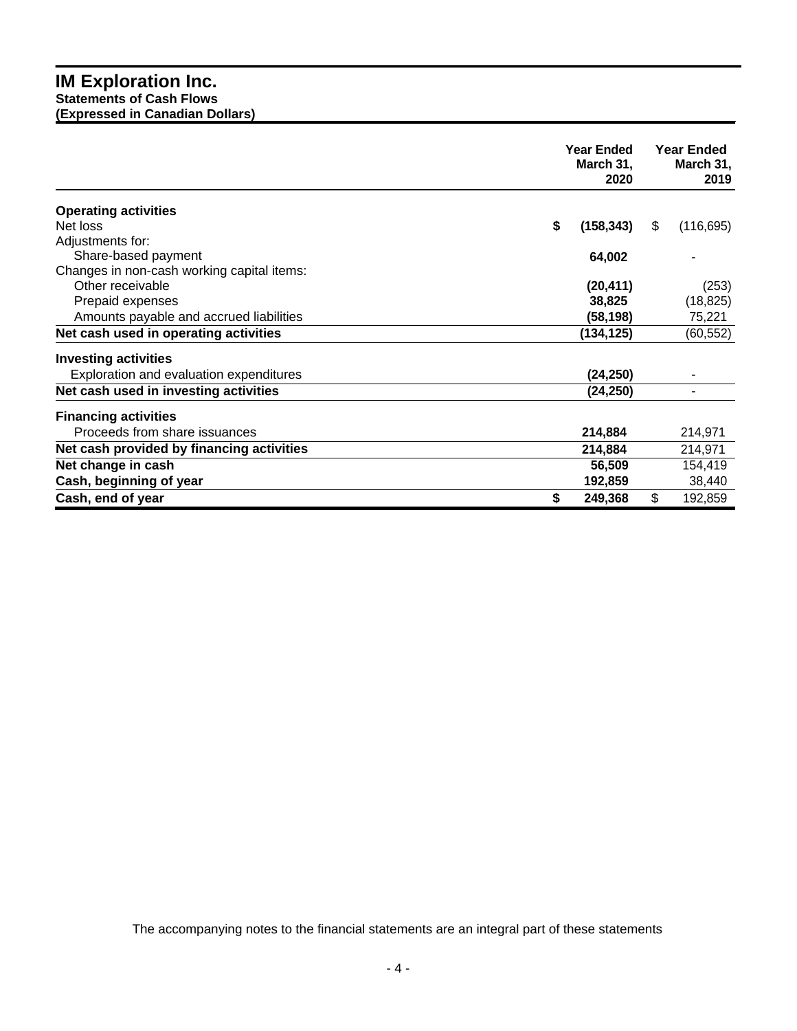# IM Exploration Inc.

**Statements of Cash Flows**
**(Expressed in Canadian Dollars)**

| | Year Ended March 31, 2020 | Year Ended March 31, 2019 |
|---|---|---|
| **Operating activities** | | |
| Net loss | **$ (158,343)** | $ (116,695) |
| Adjustments for: | | |
| Share-based payment | **64,002** | - |
| Changes in non-cash working capital items: | | |
| Other receivable | **(20,411)** | (253) |
| Prepaid expenses | **38,825** | (18,825) |
| Amounts payable and accrued liabilities | **(58,198)** | 75,221 |
| **Net cash used in operating activities** | **(134,125)** | (60,552) |
| **Investing activities** | | |
| Exploration and evaluation expenditures | **(24,250)** | - |
| **Net cash used in investing activities** | **(24,250)** | - |
| **Financing activities** | | |
| Proceeds from share issuances | **214,884** | 214,971 |
| **Net cash provided by financing activities** | **214,884** | 214,971 |
| **Net change in cash** | **56,509** | 154,419 |
| **Cash, beginning of year** | **192,859** | 38,440 |
| **Cash, end of year** | **$ 249,368** | $ 192,859 |

The accompanying notes to the financial statements are an integral part of these statements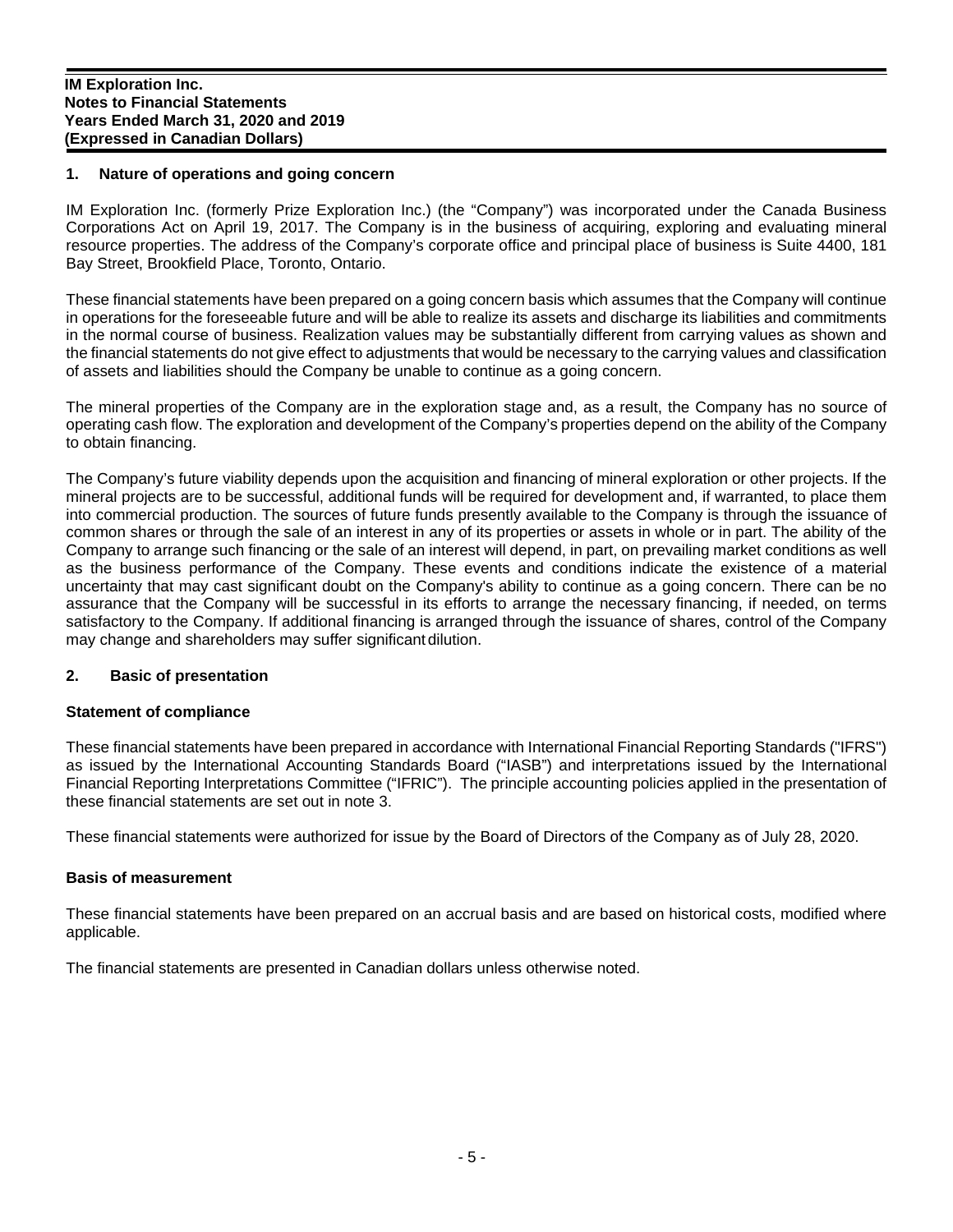**IM Exploration Inc.**
**Notes to Financial Statements**
**Years Ended March 31, 2020 and 2019**
**(Expressed in Canadian Dollars)**

## 1. Nature of operations and going concern

IM Exploration Inc. (formerly Prize Exploration Inc.) (the "Company") was incorporated under the Canada Business Corporations Act on April 19, 2017. The Company is in the business of acquiring, exploring and evaluating mineral resource properties. The address of the Company's corporate office and principal place of business is Suite 4400, 181 Bay Street, Brookfield Place, Toronto, Ontario.

These financial statements have been prepared on a going concern basis which assumes that the Company will continue in operations for the foreseeable future and will be able to realize its assets and discharge its liabilities and commitments in the normal course of business. Realization values may be substantially different from carrying values as shown and the financial statements do not give effect to adjustments that would be necessary to the carrying values and classification of assets and liabilities should the Company be unable to continue as a going concern.

The mineral properties of the Company are in the exploration stage and, as a result, the Company has no source of operating cash flow. The exploration and development of the Company's properties depend on the ability of the Company to obtain financing.

The Company's future viability depends upon the acquisition and financing of mineral exploration or other projects. If the mineral projects are to be successful, additional funds will be required for development and, if warranted, to place them into commercial production. The sources of future funds presently available to the Company is through the issuance of common shares or through the sale of an interest in any of its properties or assets in whole or in part. The ability of the Company to arrange such financing or the sale of an interest will depend, in part, on prevailing market conditions as well as the business performance of the Company. These events and conditions indicate the existence of a material uncertainty that may cast significant doubt on the Company's ability to continue as a going concern. There can be no assurance that the Company will be successful in its efforts to arrange the necessary financing, if needed, on terms satisfactory to the Company. If additional financing is arranged through the issuance of shares, control of the Company may change and shareholders may suffer significant dilution.

## 2. Basic of presentation

### Statement of compliance

These financial statements have been prepared in accordance with International Financial Reporting Standards ("IFRS") as issued by the International Accounting Standards Board ("IASB") and interpretations issued by the International Financial Reporting Interpretations Committee ("IFRIC"). The principle accounting policies applied in the presentation of these financial statements are set out in note 3.

These financial statements were authorized for issue by the Board of Directors of the Company as of July 28, 2020.

### Basis of measurement

These financial statements have been prepared on an accrual basis and are based on historical costs, modified where applicable.

The financial statements are presented in Canadian dollars unless otherwise noted.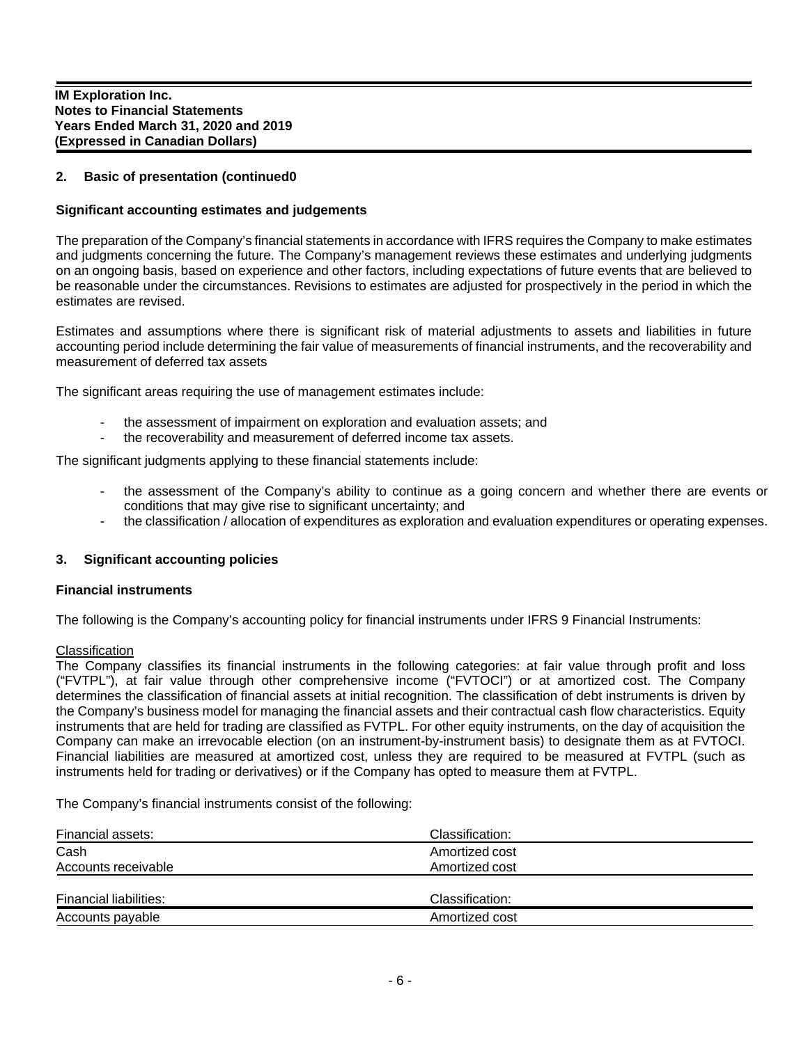## 2. Basic of presentation (continued0

### Significant accounting estimates and judgements

The preparation of the Company's financial statements in accordance with IFRS requires the Company to make estimates and judgments concerning the future. The Company's management reviews these estimates and underlying judgments on an ongoing basis, based on experience and other factors, including expectations of future events that are believed to be reasonable under the circumstances. Revisions to estimates are adjusted for prospectively in the period in which the estimates are revised.

Estimates and assumptions where there is significant risk of material adjustments to assets and liabilities in future accounting period include determining the fair value of measurements of financial instruments, and the recoverability and measurement of deferred tax assets

The significant areas requiring the use of management estimates include:

- the assessment of impairment on exploration and evaluation assets; and
- the recoverability and measurement of deferred income tax assets.

The significant judgments applying to these financial statements include:

- the assessment of the Company's ability to continue as a going concern and whether there are events or conditions that may give rise to significant uncertainty; and
- the classification / allocation of expenditures as exploration and evaluation expenditures or operating expenses.

## 3. Significant accounting policies

### Financial instruments

The following is the Company's accounting policy for financial instruments under IFRS 9 Financial Instruments:

Classification

The Company classifies its financial instruments in the following categories: at fair value through profit and loss ("FVTPL"), at fair value through other comprehensive income ("FVTOCI") or at amortized cost. The Company determines the classification of financial assets at initial recognition. The classification of debt instruments is driven by the Company's business model for managing the financial assets and their contractual cash flow characteristics. Equity instruments that are held for trading are classified as FVTPL. For other equity instruments, on the day of acquisition the Company can make an irrevocable election (on an instrument-by-instrument basis) to designate them as at FVTOCI. Financial liabilities are measured at amortized cost, unless they are required to be measured at FVTPL (such as instruments held for trading or derivatives) or if the Company has opted to measure them at FVTPL.

The Company's financial instruments consist of the following:

| Financial assets: | Classification: |
|---|---|
| Cash | Amortized cost |
| Accounts receivable | Amortized cost |

| Financial liabilities: | Classification: |
|---|---|
| Accounts payable | Amortized cost |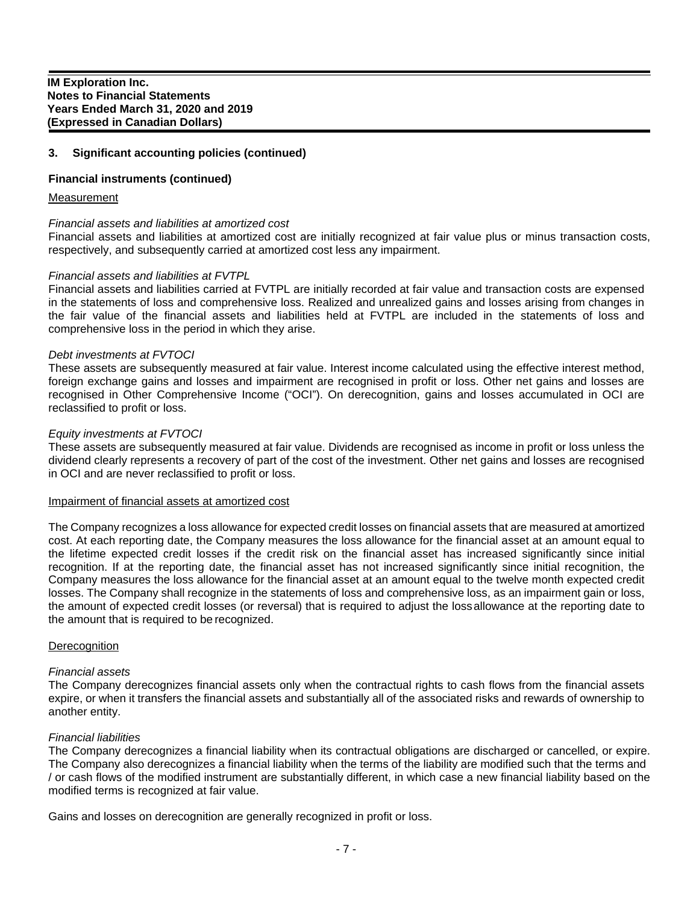## 3. Significant accounting policies (continued)

### Financial instruments (continued)

Measurement

*Financial assets and liabilities at amortized cost*
Financial assets and liabilities at amortized cost are initially recognized at fair value plus or minus transaction costs, respectively, and subsequently carried at amortized cost less any impairment.

*Financial assets and liabilities at FVTPL*
Financial assets and liabilities carried at FVTPL are initially recorded at fair value and transaction costs are expensed in the statements of loss and comprehensive loss. Realized and unrealized gains and losses arising from changes in the fair value of the financial assets and liabilities held at FVTPL are included in the statements of loss and comprehensive loss in the period in which they arise.

*Debt investments at FVTOCI*
These assets are subsequently measured at fair value. Interest income calculated using the effective interest method, foreign exchange gains and losses and impairment are recognised in profit or loss. Other net gains and losses are recognised in Other Comprehensive Income ("OCI"). On derecognition, gains and losses accumulated in OCI are reclassified to profit or loss.

*Equity investments at FVTOCI*
These assets are subsequently measured at fair value. Dividends are recognised as income in profit or loss unless the dividend clearly represents a recovery of part of the cost of the investment. Other net gains and losses are recognised in OCI and are never reclassified to profit or loss.

Impairment of financial assets at amortized cost

The Company recognizes a loss allowance for expected credit losses on financial assets that are measured at amortized cost. At each reporting date, the Company measures the loss allowance for the financial asset at an amount equal to the lifetime expected credit losses if the credit risk on the financial asset has increased significantly since initial recognition. If at the reporting date, the financial asset has not increased significantly since initial recognition, the Company measures the loss allowance for the financial asset at an amount equal to the twelve month expected credit losses. The Company shall recognize in the statements of loss and comprehensive loss, as an impairment gain or loss, the amount of expected credit losses (or reversal) that is required to adjust the loss allowance at the reporting date to the amount that is required to be recognized.

Derecognition

*Financial assets*
The Company derecognizes financial assets only when the contractual rights to cash flows from the financial assets expire, or when it transfers the financial assets and substantially all of the associated risks and rewards of ownership to another entity.

*Financial liabilities*
The Company derecognizes a financial liability when its contractual obligations are discharged or cancelled, or expire. The Company also derecognizes a financial liability when the terms of the liability are modified such that the terms and / or cash flows of the modified instrument are substantially different, in which case a new financial liability based on the modified terms is recognized at fair value.

Gains and losses on derecognition are generally recognized in profit or loss.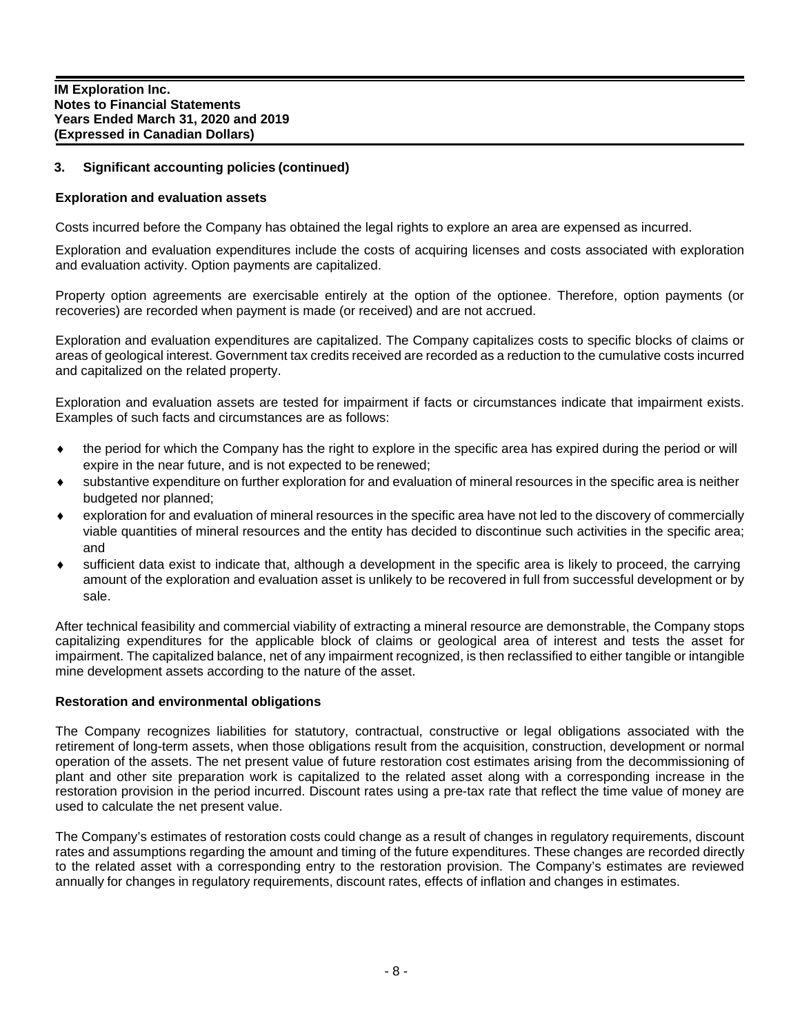## 3. Significant accounting policies (continued)

### Exploration and evaluation assets

Costs incurred before the Company has obtained the legal rights to explore an area are expensed as incurred.

Exploration and evaluation expenditures include the costs of acquiring licenses and costs associated with exploration and evaluation activity. Option payments are capitalized.

Property option agreements are exercisable entirely at the option of the optionee. Therefore, option payments (or recoveries) are recorded when payment is made (or received) and are not accrued.

Exploration and evaluation expenditures are capitalized. The Company capitalizes costs to specific blocks of claims or areas of geological interest. Government tax credits received are recorded as a reduction to the cumulative costs incurred and capitalized on the related property.

Exploration and evaluation assets are tested for impairment if facts or circumstances indicate that impairment exists. Examples of such facts and circumstances are as follows:

- the period for which the Company has the right to explore in the specific area has expired during the period or will expire in the near future, and is not expected to be renewed;
- substantive expenditure on further exploration for and evaluation of mineral resources in the specific area is neither budgeted nor planned;
- exploration for and evaluation of mineral resources in the specific area have not led to the discovery of commercially viable quantities of mineral resources and the entity has decided to discontinue such activities in the specific area; and
- sufficient data exist to indicate that, although a development in the specific area is likely to proceed, the carrying amount of the exploration and evaluation asset is unlikely to be recovered in full from successful development or by sale.

After technical feasibility and commercial viability of extracting a mineral resource are demonstrable, the Company stops capitalizing expenditures for the applicable block of claims or geological area of interest and tests the asset for impairment. The capitalized balance, net of any impairment recognized, is then reclassified to either tangible or intangible mine development assets according to the nature of the asset.

### Restoration and environmental obligations

The Company recognizes liabilities for statutory, contractual, constructive or legal obligations associated with the retirement of long-term assets, when those obligations result from the acquisition, construction, development or normal operation of the assets. The net present value of future restoration cost estimates arising from the decommissioning of plant and other site preparation work is capitalized to the related asset along with a corresponding increase in the restoration provision in the period incurred. Discount rates using a pre-tax rate that reflect the time value of money are used to calculate the net present value.

The Company's estimates of restoration costs could change as a result of changes in regulatory requirements, discount rates and assumptions regarding the amount and timing of the future expenditures. These changes are recorded directly to the related asset with a corresponding entry to the restoration provision. The Company's estimates are reviewed annually for changes in regulatory requirements, discount rates, effects of inflation and changes in estimates.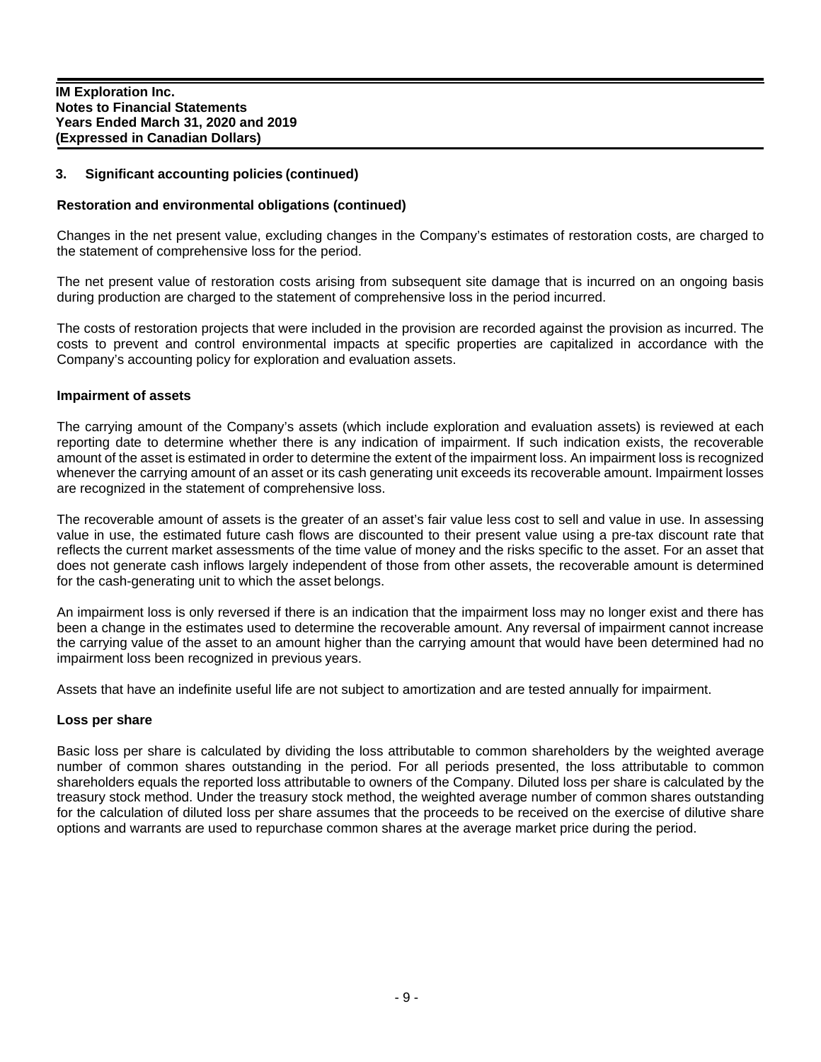## 3. Significant accounting policies (continued)

### Restoration and environmental obligations (continued)

Changes in the net present value, excluding changes in the Company's estimates of restoration costs, are charged to the statement of comprehensive loss for the period.

The net present value of restoration costs arising from subsequent site damage that is incurred on an ongoing basis during production are charged to the statement of comprehensive loss in the period incurred.

The costs of restoration projects that were included in the provision are recorded against the provision as incurred. The costs to prevent and control environmental impacts at specific properties are capitalized in accordance with the Company's accounting policy for exploration and evaluation assets.

### Impairment of assets

The carrying amount of the Company's assets (which include exploration and evaluation assets) is reviewed at each reporting date to determine whether there is any indication of impairment. If such indication exists, the recoverable amount of the asset is estimated in order to determine the extent of the impairment loss. An impairment loss is recognized whenever the carrying amount of an asset or its cash generating unit exceeds its recoverable amount. Impairment losses are recognized in the statement of comprehensive loss.

The recoverable amount of assets is the greater of an asset's fair value less cost to sell and value in use. In assessing value in use, the estimated future cash flows are discounted to their present value using a pre-tax discount rate that reflects the current market assessments of the time value of money and the risks specific to the asset. For an asset that does not generate cash inflows largely independent of those from other assets, the recoverable amount is determined for the cash-generating unit to which the asset belongs.

An impairment loss is only reversed if there is an indication that the impairment loss may no longer exist and there has been a change in the estimates used to determine the recoverable amount. Any reversal of impairment cannot increase the carrying value of the asset to an amount higher than the carrying amount that would have been determined had no impairment loss been recognized in previous years.

Assets that have an indefinite useful life are not subject to amortization and are tested annually for impairment.

### Loss per share

Basic loss per share is calculated by dividing the loss attributable to common shareholders by the weighted average number of common shares outstanding in the period. For all periods presented, the loss attributable to common shareholders equals the reported loss attributable to owners of the Company. Diluted loss per share is calculated by the treasury stock method. Under the treasury stock method, the weighted average number of common shares outstanding for the calculation of diluted loss per share assumes that the proceeds to be received on the exercise of dilutive share options and warrants are used to repurchase common shares at the average market price during the period.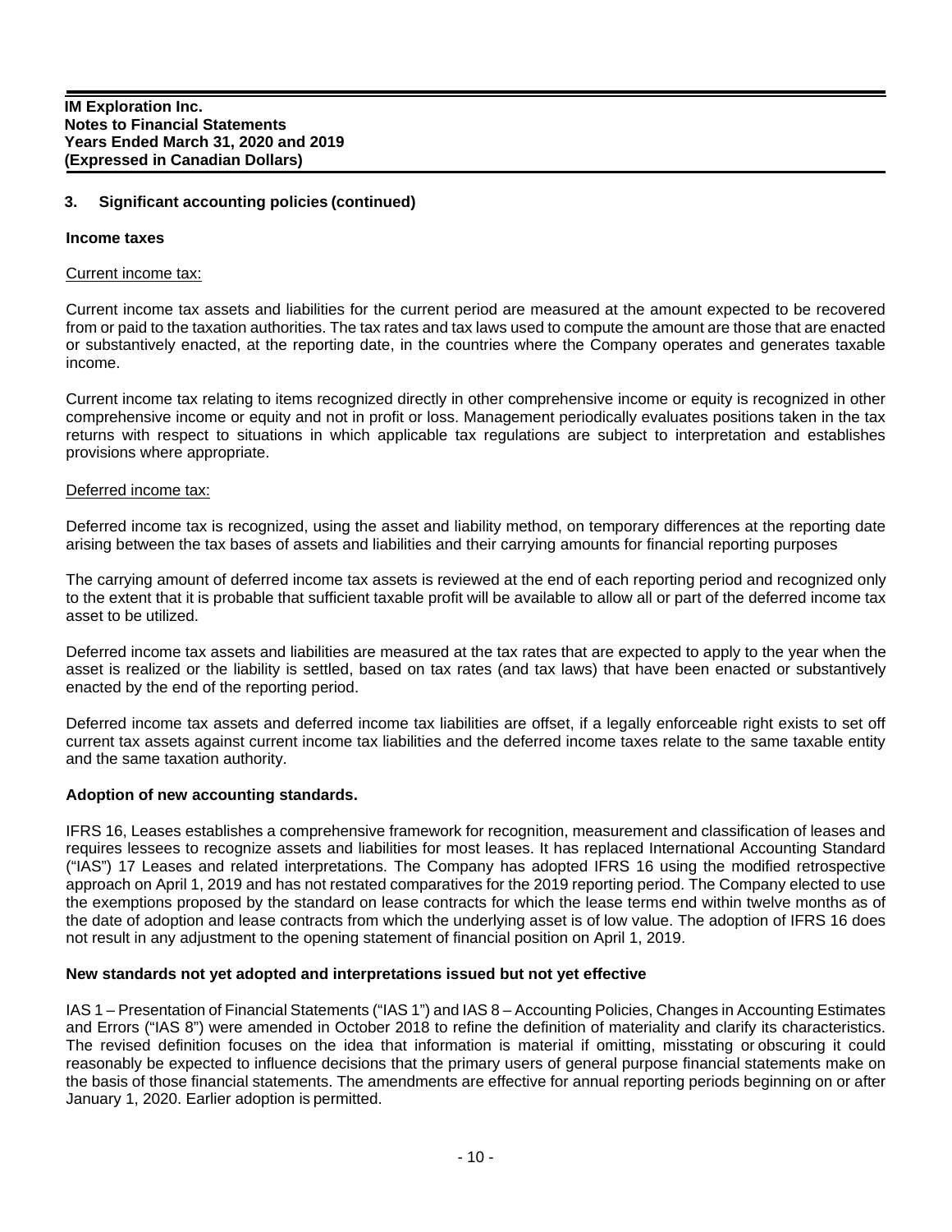### 3. Significant accounting policies (continued)

**Income taxes**

Current income tax:

Current income tax assets and liabilities for the current period are measured at the amount expected to be recovered from or paid to the taxation authorities. The tax rates and tax laws used to compute the amount are those that are enacted or substantively enacted, at the reporting date, in the countries where the Company operates and generates taxable income.

Current income tax relating to items recognized directly in other comprehensive income or equity is recognized in other comprehensive income or equity and not in profit or loss. Management periodically evaluates positions taken in the tax returns with respect to situations in which applicable tax regulations are subject to interpretation and establishes provisions where appropriate.

Deferred income tax:

Deferred income tax is recognized, using the asset and liability method, on temporary differences at the reporting date arising between the tax bases of assets and liabilities and their carrying amounts for financial reporting purposes

The carrying amount of deferred income tax assets is reviewed at the end of each reporting period and recognized only to the extent that it is probable that sufficient taxable profit will be available to allow all or part of the deferred income tax asset to be utilized.

Deferred income tax assets and liabilities are measured at the tax rates that are expected to apply to the year when the asset is realized or the liability is settled, based on tax rates (and tax laws) that have been enacted or substantively enacted by the end of the reporting period.

Deferred income tax assets and deferred income tax liabilities are offset, if a legally enforceable right exists to set off current tax assets against current income tax liabilities and the deferred income taxes relate to the same taxable entity and the same taxation authority.

**Adoption of new accounting standards.**

IFRS 16, Leases establishes a comprehensive framework for recognition, measurement and classification of leases and requires lessees to recognize assets and liabilities for most leases. It has replaced International Accounting Standard ("IAS") 17 Leases and related interpretations. The Company has adopted IFRS 16 using the modified retrospective approach on April 1, 2019 and has not restated comparatives for the 2019 reporting period. The Company elected to use the exemptions proposed by the standard on lease contracts for which the lease terms end within twelve months as of the date of adoption and lease contracts from which the underlying asset is of low value. The adoption of IFRS 16 does not result in any adjustment to the opening statement of financial position on April 1, 2019.

**New standards not yet adopted and interpretations issued but not yet effective**

IAS 1 – Presentation of Financial Statements ("IAS 1") and IAS 8 – Accounting Policies, Changes in Accounting Estimates and Errors ("IAS 8") were amended in October 2018 to refine the definition of materiality and clarify its characteristics. The revised definition focuses on the idea that information is material if omitting, misstating or obscuring it could reasonably be expected to influence decisions that the primary users of general purpose financial statements make on the basis of those financial statements. The amendments are effective for annual reporting periods beginning on or after January 1, 2020. Earlier adoption is permitted.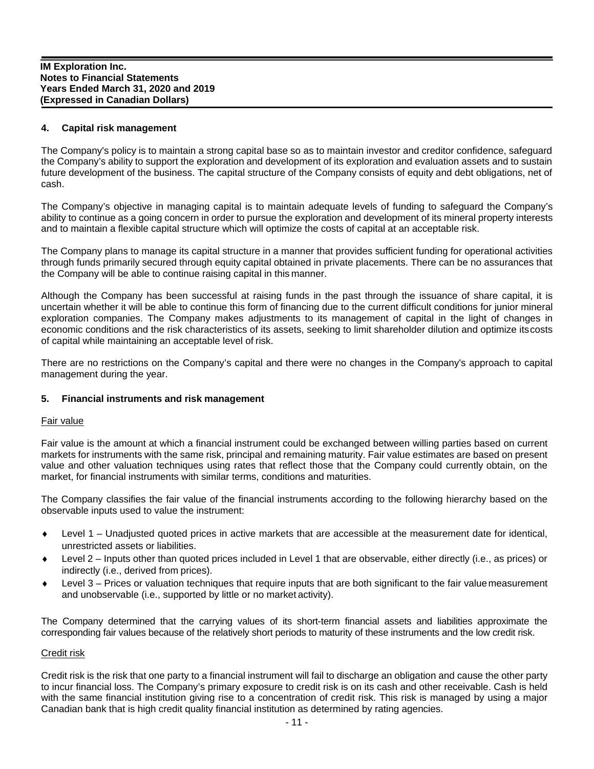## 4. Capital risk management

The Company's policy is to maintain a strong capital base so as to maintain investor and creditor confidence, safeguard the Company's ability to support the exploration and development of its exploration and evaluation assets and to sustain future development of the business. The capital structure of the Company consists of equity and debt obligations, net of cash.

The Company's objective in managing capital is to maintain adequate levels of funding to safeguard the Company's ability to continue as a going concern in order to pursue the exploration and development of its mineral property interests and to maintain a flexible capital structure which will optimize the costs of capital at an acceptable risk.

The Company plans to manage its capital structure in a manner that provides sufficient funding for operational activities through funds primarily secured through equity capital obtained in private placements. There can be no assurances that the Company will be able to continue raising capital in this manner.

Although the Company has been successful at raising funds in the past through the issuance of share capital, it is uncertain whether it will be able to continue this form of financing due to the current difficult conditions for junior mineral exploration companies. The Company makes adjustments to its management of capital in the light of changes in economic conditions and the risk characteristics of its assets, seeking to limit shareholder dilution and optimize its costs of capital while maintaining an acceptable level of risk.

There are no restrictions on the Company's capital and there were no changes in the Company's approach to capital management during the year.

## 5. Financial instruments and risk management

Fair value

Fair value is the amount at which a financial instrument could be exchanged between willing parties based on current markets for instruments with the same risk, principal and remaining maturity. Fair value estimates are based on present value and other valuation techniques using rates that reflect those that the Company could currently obtain, on the market, for financial instruments with similar terms, conditions and maturities.

The Company classifies the fair value of the financial instruments according to the following hierarchy based on the observable inputs used to value the instrument:

- Level 1 – Unadjusted quoted prices in active markets that are accessible at the measurement date for identical, unrestricted assets or liabilities.
- Level 2 – Inputs other than quoted prices included in Level 1 that are observable, either directly (i.e., as prices) or indirectly (i.e., derived from prices).
- Level 3 – Prices or valuation techniques that require inputs that are both significant to the fair value measurement and unobservable (i.e., supported by little or no market activity).

The Company determined that the carrying values of its short-term financial assets and liabilities approximate the corresponding fair values because of the relatively short periods to maturity of these instruments and the low credit risk.

Credit risk

Credit risk is the risk that one party to a financial instrument will fail to discharge an obligation and cause the other party to incur financial loss. The Company's primary exposure to credit risk is on its cash and other receivable. Cash is held with the same financial institution giving rise to a concentration of credit risk. This risk is managed by using a major Canadian bank that is high credit quality financial institution as determined by rating agencies.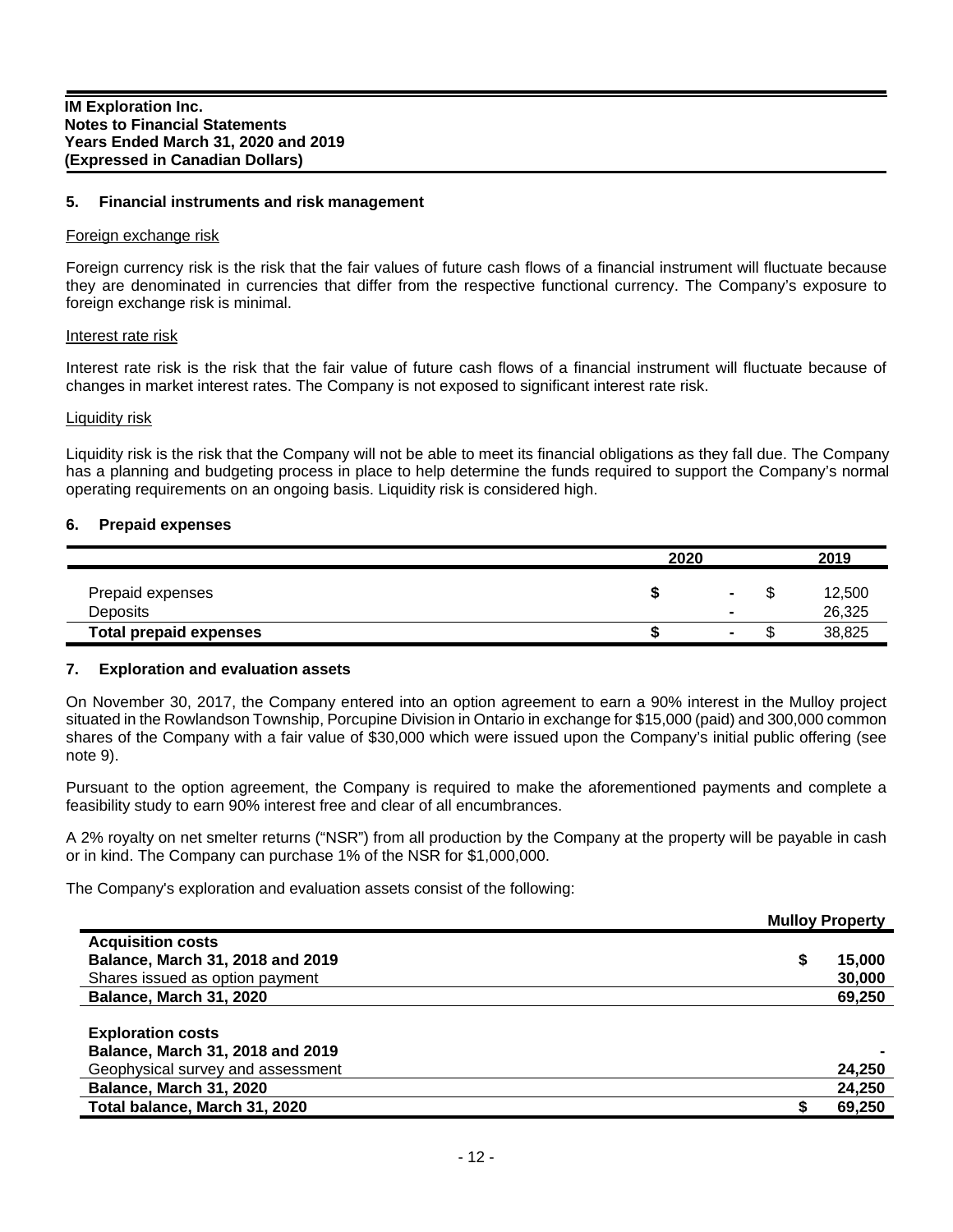**IM Exploration Inc.**
**Notes to Financial Statements**
**Years Ended March 31, 2020 and 2019**
**(Expressed in Canadian Dollars)**

## 5. Financial instruments and risk management

Foreign exchange risk

Foreign currency risk is the risk that the fair values of future cash flows of a financial instrument will fluctuate because they are denominated in currencies that differ from the respective functional currency. The Company's exposure to foreign exchange risk is minimal.

Interest rate risk

Interest rate risk is the risk that the fair value of future cash flows of a financial instrument will fluctuate because of changes in market interest rates. The Company is not exposed to significant interest rate risk.

Liquidity risk

Liquidity risk is the risk that the Company will not be able to meet its financial obligations as they fall due. The Company has a planning and budgeting process in place to help determine the funds required to support the Company's normal operating requirements on an ongoing basis. Liquidity risk is considered high.

## 6. Prepaid expenses

| | 2020 | 2019 |
|---|---|---|
| Prepaid expenses | $ - | $ 12,500 |
| Deposits | - | 26,325 |
| **Total prepaid expenses** | **$ -** | $ 38,825 |

## 7. Exploration and evaluation assets

On November 30, 2017, the Company entered into an option agreement to earn a 90% interest in the Mulloy project situated in the Rowlandson Township, Porcupine Division in Ontario in exchange for $15,000 (paid) and 300,000 common shares of the Company with a fair value of $30,000 which were issued upon the Company's initial public offering (see note 9).

Pursuant to the option agreement, the Company is required to make the aforementioned payments and complete a feasibility study to earn 90% interest free and clear of all encumbrances.

A 2% royalty on net smelter returns ("NSR") from all production by the Company at the property will be payable in cash or in kind. The Company can purchase 1% of the NSR for $1,000,000.

The Company's exploration and evaluation assets consist of the following:

| | **Mulloy Property** |
|---|---|
| **Acquisition costs** | |
| **Balance, March 31, 2018 and 2019** | **$ 15,000** |
| Shares issued as option payment | **30,000** |
| **Balance, March 31, 2020** | **69,250** |
| | |
| **Exploration costs** | |
| **Balance, March 31, 2018 and 2019** | **-** |
| Geophysical survey and assessment | **24,250** |
| **Balance, March 31, 2020** | **24,250** |
| **Total balance, March 31, 2020** | **$ 69,250** |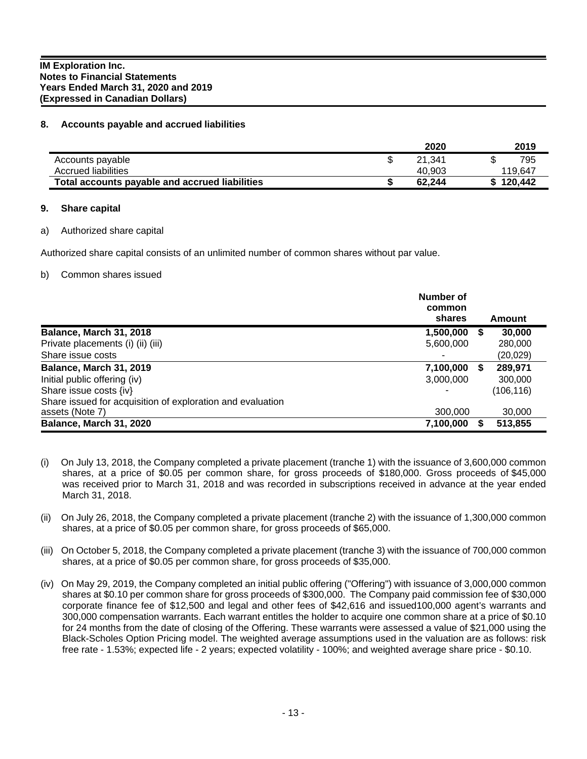**IM Exploration Inc.**
**Notes to Financial Statements**
**Years Ended March 31, 2020 and 2019**
**(Expressed in Canadian Dollars)**

## 8. Accounts payable and accrued liabilities

| | 2020 | 2019 |
|---|---|---|
| Accounts payable | $ 21,341 | $ 795 |
| Accrued liabilities | 40,903 | 119,647 |
| **Total accounts payable and accrued liabilities** | **$ 62,244** | **$ 120,442** |

## 9. Share capital

a) Authorized share capital

Authorized share capital consists of an unlimited number of common shares without par value.

b) Common shares issued

| | Number of common shares | Amount |
|---|---|---|
| **Balance, March 31, 2018** | **1,500,000** | **$ 30,000** |
| Private placements (i) (ii) (iii) | 5,600,000 | 280,000 |
| Share issue costs | - | (20,029) |
| **Balance, March 31, 2019** | **7,100,000** | **$ 289,971** |
| Initial public offering (iv) | 3,000,000 | 300,000 |
| Share issue costs {iv} | - | (106,116) |
| Share issued for acquisition of exploration and evaluation assets (Note 7) | 300,000 | 30,000 |
| **Balance, March 31, 2020** | **7,100,000** | **$ 513,855** |

(i) On July 13, 2018, the Company completed a private placement (tranche 1) with the issuance of 3,600,000 common shares, at a price of $0.05 per common share, for gross proceeds of $180,000. Gross proceeds of $45,000 was received prior to March 31, 2018 and was recorded in subscriptions received in advance at the year ended March 31, 2018.

(ii) On July 26, 2018, the Company completed a private placement (tranche 2) with the issuance of 1,300,000 common shares, at a price of $0.05 per common share, for gross proceeds of $65,000.

(iii) On October 5, 2018, the Company completed a private placement (tranche 3) with the issuance of 700,000 common shares, at a price of $0.05 per common share, for gross proceeds of $35,000.

(iv) On May 29, 2019, the Company completed an initial public offering ("Offering") with issuance of 3,000,000 common shares at $0.10 per common share for gross proceeds of $300,000. The Company paid commission fee of $30,000 corporate finance fee of $12,500 and legal and other fees of $42,616 and issued100,000 agent's warrants and 300,000 compensation warrants. Each warrant entitles the holder to acquire one common share at a price of $0.10 for 24 months from the date of closing of the Offering. These warrants were assessed a value of $21,000 using the Black-Scholes Option Pricing model. The weighted average assumptions used in the valuation are as follows: risk free rate - 1.53%; expected life - 2 years; expected volatility - 100%; and weighted average share price - $0.10.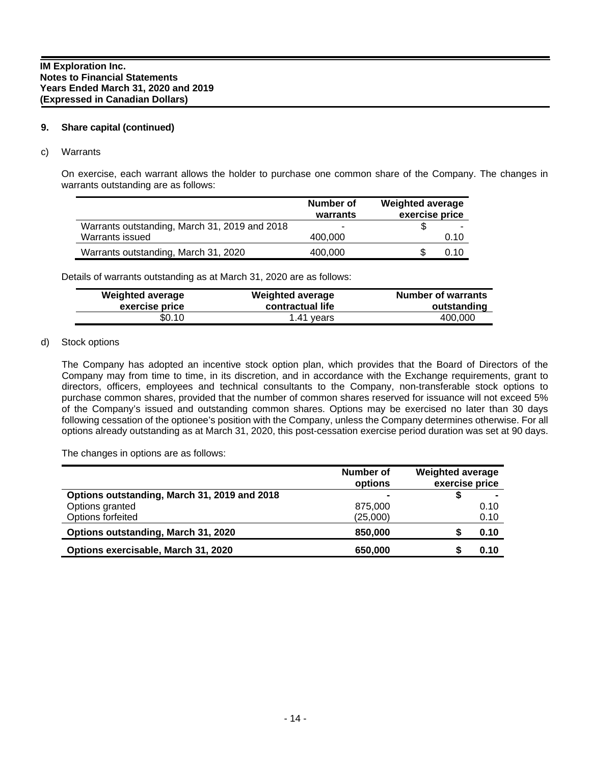IM Exploration Inc.
Notes to Financial Statements
Years Ended March 31, 2020 and 2019
(Expressed in Canadian Dollars)

## 9. Share capital (continued)

### c) Warrants

On exercise, each warrant allows the holder to purchase one common share of the Company. The changes in warrants outstanding are as follows:

| | Number of warrants | Weighted average exercise price |
|---|---|---|
| Warrants outstanding, March 31, 2019 and 2018 | - | $ - |
| Warrants issued | 400,000 | 0.10 |
| Warrants outstanding, March 31, 2020 | 400,000 | $ 0.10 |

Details of warrants outstanding as at March 31, 2020 are as follows:

| Weighted average exercise price | Weighted average contractual life | Number of warrants outstanding |
|---|---|---|
| $0.10 | 1.41 years | 400,000 |

### d) Stock options

The Company has adopted an incentive stock option plan, which provides that the Board of Directors of the Company may from time to time, in its discretion, and in accordance with the Exchange requirements, grant to directors, officers, employees and technical consultants to the Company, non-transferable stock options to purchase common shares, provided that the number of common shares reserved for issuance will not exceed 5% of the Company's issued and outstanding common shares. Options may be exercised no later than 30 days following cessation of the optionee's position with the Company, unless the Company determines otherwise. For all options already outstanding as at March 31, 2020, this post-cessation exercise period duration was set at 90 days.

The changes in options are as follows:

| | Number of options | Weighted average exercise price |
|---|---|---|
| **Options outstanding, March 31, 2019 and 2018** | **-** | **$ -** |
| Options granted | 875,000 | 0.10 |
| Options forfeited | (25,000) | 0.10 |
| **Options outstanding, March 31, 2020** | **850,000** | **$ 0.10** |
| **Options exercisable, March 31, 2020** | **650,000** | **$ 0.10** |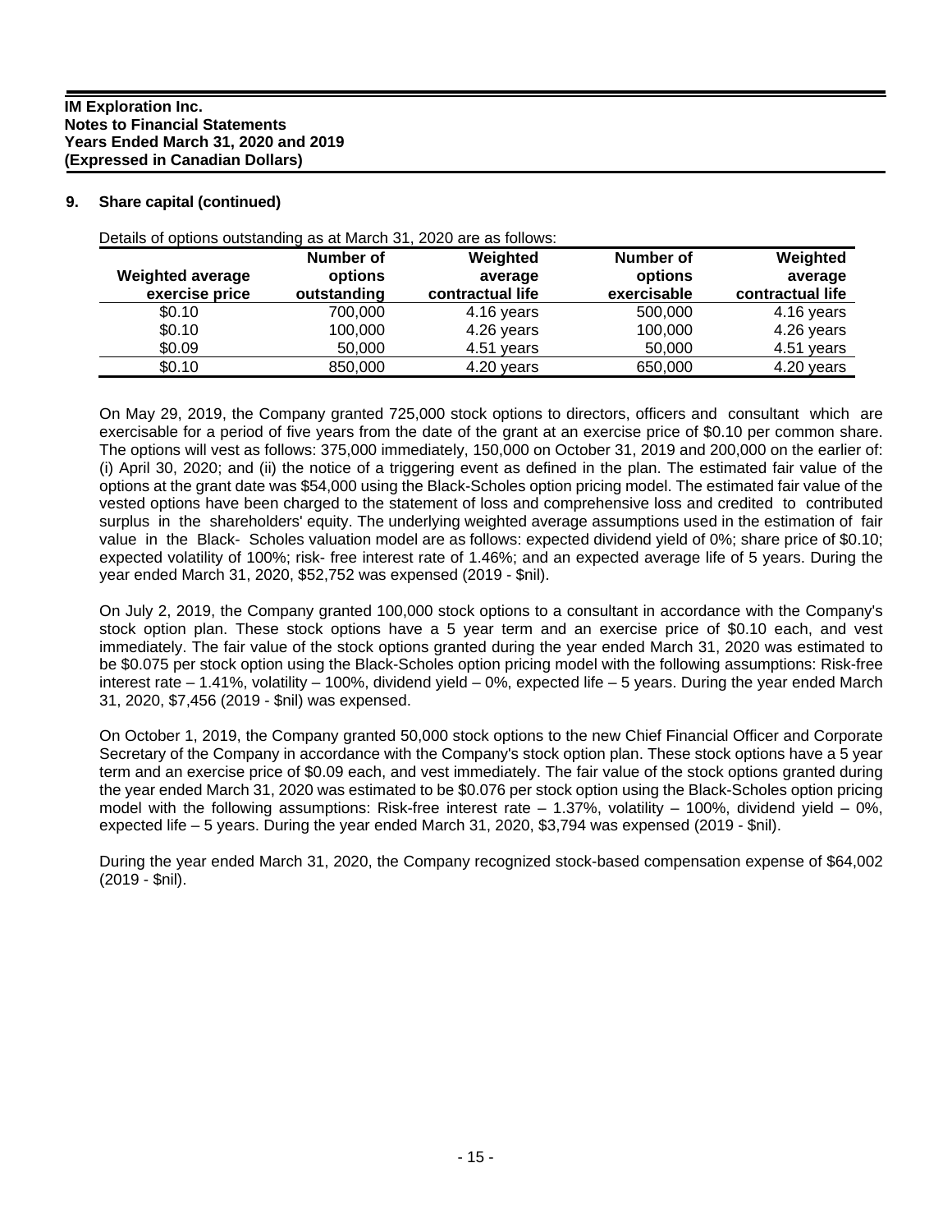## 9. Share capital (continued)

Details of options outstanding as at March 31, 2020 are as follows:

| Weighted average exercise price | Number of options outstanding | Weighted average contractual life | Number of options exercisable | Weighted average contractual life |
|---|---|---|---|---|
| $0.10 | 700,000 | 4.16 years | 500,000 | 4.16 years |
| $0.10 | 100,000 | 4.26 years | 100,000 | 4.26 years |
| $0.09 | 50,000 | 4.51 years | 50,000 | 4.51 years |
| $0.10 | 850,000 | 4.20 years | 650,000 | 4.20 years |

On May 29, 2019, the Company granted 725,000 stock options to directors, officers and consultant which are exercisable for a period of five years from the date of the grant at an exercise price of $0.10 per common share. The options will vest as follows: 375,000 immediately, 150,000 on October 31, 2019 and 200,000 on the earlier of: (i) April 30, 2020; and (ii) the notice of a triggering event as defined in the plan. The estimated fair value of the options at the grant date was $54,000 using the Black-Scholes option pricing model. The estimated fair value of the vested options have been charged to the statement of loss and comprehensive loss and credited to contributed surplus in the shareholders' equity. The underlying weighted average assumptions used in the estimation of fair value in the Black- Scholes valuation model are as follows: expected dividend yield of 0%; share price of $0.10; expected volatility of 100%; risk- free interest rate of 1.46%; and an expected average life of 5 years. During the year ended March 31, 2020, $52,752 was expensed (2019 - $nil).

On July 2, 2019, the Company granted 100,000 stock options to a consultant in accordance with the Company's stock option plan. These stock options have a 5 year term and an exercise price of $0.10 each, and vest immediately. The fair value of the stock options granted during the year ended March 31, 2020 was estimated to be $0.075 per stock option using the Black-Scholes option pricing model with the following assumptions: Risk-free interest rate – 1.41%, volatility – 100%, dividend yield – 0%, expected life – 5 years. During the year ended March 31, 2020, $7,456 (2019 - $nil) was expensed.

On October 1, 2019, the Company granted 50,000 stock options to the new Chief Financial Officer and Corporate Secretary of the Company in accordance with the Company's stock option plan. These stock options have a 5 year term and an exercise price of $0.09 each, and vest immediately. The fair value of the stock options granted during the year ended March 31, 2020 was estimated to be $0.076 per stock option using the Black-Scholes option pricing model with the following assumptions: Risk-free interest rate – 1.37%, volatility – 100%, dividend yield – 0%, expected life – 5 years. During the year ended March 31, 2020, $3,794 was expensed (2019 - $nil).

During the year ended March 31, 2020, the Company recognized stock-based compensation expense of $64,002 (2019 - $nil).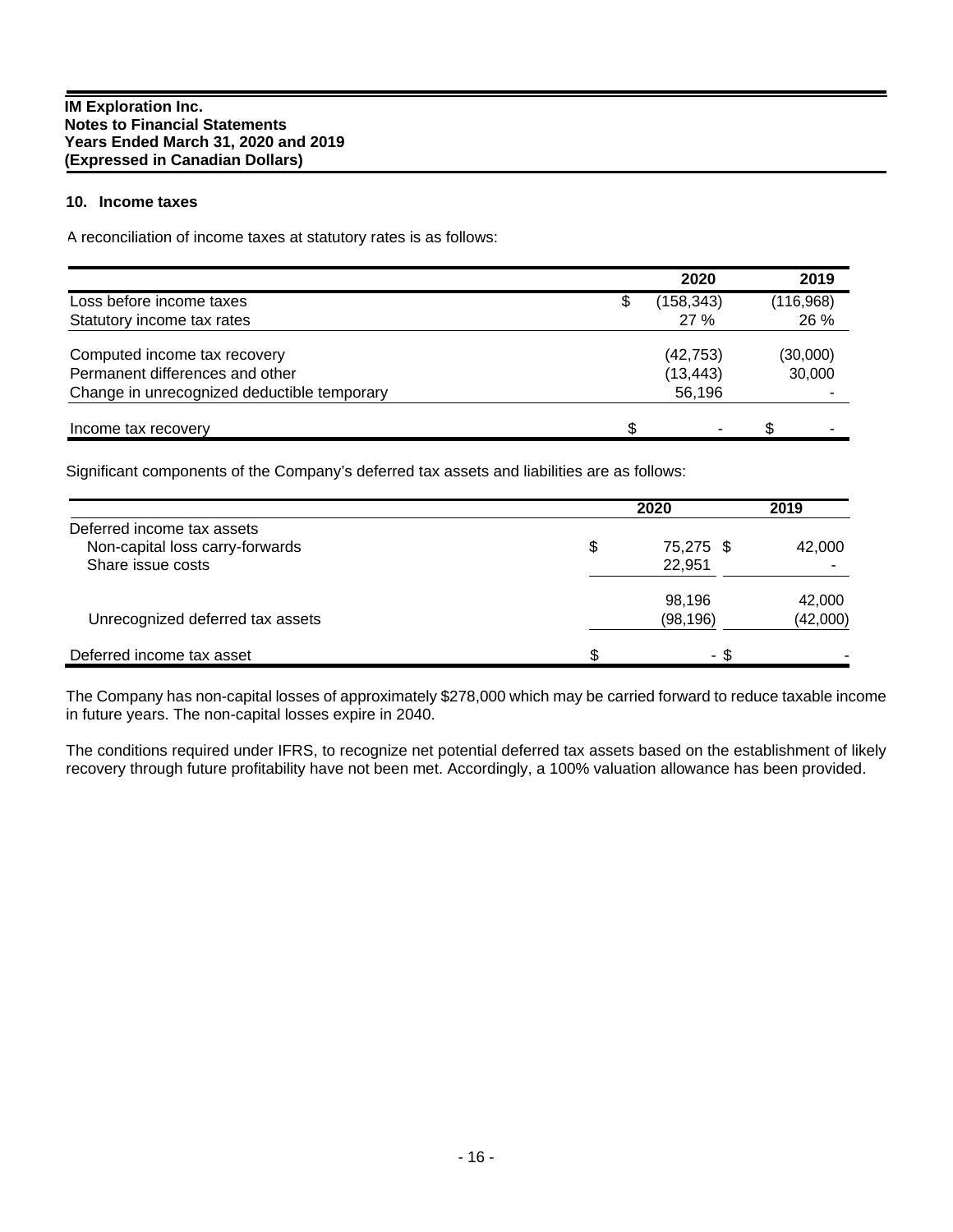**IM Exploration Inc.**
**Notes to Financial Statements**
**Years Ended March 31, 2020 and 2019**
**(Expressed in Canadian Dollars)**

## 10. Income taxes

A reconciliation of income taxes at statutory rates is as follows:

| | 2020 | 2019 |
|---|---|---|
| Loss before income taxes | $ (158,343) | (116,968) |
| Statutory income tax rates | 27 % | 26 % |
| Computed income tax recovery | (42,753) | (30,000) |
| Permanent differences and other | (13,443) | 30,000 |
| Change in unrecognized deductible temporary | 56,196 | - |
| Income tax recovery | $ - | $ - |

Significant components of the Company's deferred tax assets and liabilities are as follows:

| | 2020 | 2019 |
|---|---|---|
| Deferred income tax assets | | |
| Non-capital loss carry-forwards | $ 75,275 | $ 42,000 |
| Share issue costs | 22,951 | - |
| | 98,196 | 42,000 |
| Unrecognized deferred tax assets | (98,196) | (42,000) |
| Deferred income tax asset | $ - | $ - |

The Company has non-capital losses of approximately $278,000 which may be carried forward to reduce taxable income in future years. The non-capital losses expire in 2040.

The conditions required under IFRS, to recognize net potential deferred tax assets based on the establishment of likely recovery through future profitability have not been met. Accordingly, a 100% valuation allowance has been provided.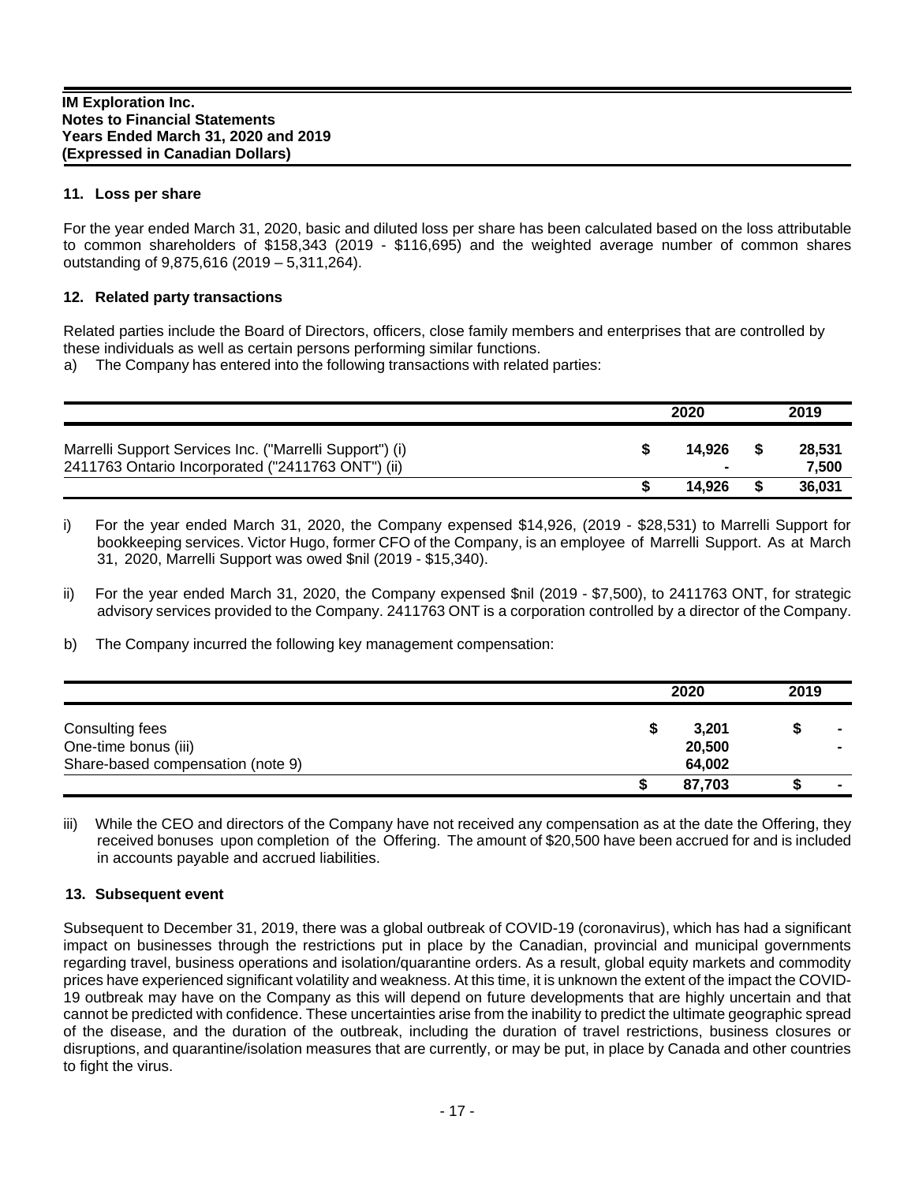**IM Exploration Inc.**
**Notes to Financial Statements**
**Years Ended March 31, 2020 and 2019**
**(Expressed in Canadian Dollars)**

## 11. Loss per share

For the year ended March 31, 2020, basic and diluted loss per share has been calculated based on the loss attributable to common shareholders of $158,343 (2019 - $116,695) and the weighted average number of common shares outstanding of 9,875,616 (2019 – 5,311,264).

## 12. Related party transactions

Related parties include the Board of Directors, officers, close family members and enterprises that are controlled by these individuals as well as certain persons performing similar functions.

a) The Company has entered into the following transactions with related parties:

| | 2020 | 2019 |
|---|---|---|
| Marrelli Support Services Inc. ("Marrelli Support") (i) | $ 14,926 | $ 28,531 |
| 2411763 Ontario Incorporated ("2411763 ONT") (ii) | - | 7,500 |
| | $ 14,926 | $ 36,031 |

i) For the year ended March 31, 2020, the Company expensed $14,926, (2019 - $28,531) to Marrelli Support for bookkeeping services. Victor Hugo, former CFO of the Company, is an employee of Marrelli Support. As at March 31, 2020, Marrelli Support was owed $nil (2019 - $15,340).

ii) For the year ended March 31, 2020, the Company expensed $nil (2019 - $7,500), to 2411763 ONT, for strategic advisory services provided to the Company. 2411763 ONT is a corporation controlled by a director of the Company.

b) The Company incurred the following key management compensation:

| | 2020 | 2019 |
|---|---|---|
| Consulting fees | $ 3,201 | $ - |
| One-time bonus (iii) | 20,500 | - |
| Share-based compensation (note 9) | 64,002 | |
| | $ 87,703 | $ - |

iii) While the CEO and directors of the Company have not received any compensation as at the date the Offering, they received bonuses upon completion of the Offering. The amount of $20,500 have been accrued for and is included in accounts payable and accrued liabilities.

## 13. Subsequent event

Subsequent to December 31, 2019, there was a global outbreak of COVID-19 (coronavirus), which has had a significant impact on businesses through the restrictions put in place by the Canadian, provincial and municipal governments regarding travel, business operations and isolation/quarantine orders. As a result, global equity markets and commodity prices have experienced significant volatility and weakness. At this time, it is unknown the extent of the impact the COVID-19 outbreak may have on the Company as this will depend on future developments that are highly uncertain and that cannot be predicted with confidence. These uncertainties arise from the inability to predict the ultimate geographic spread of the disease, and the duration of the outbreak, including the duration of travel restrictions, business closures or disruptions, and quarantine/isolation measures that are currently, or may be put, in place by Canada and other countries to fight the virus.